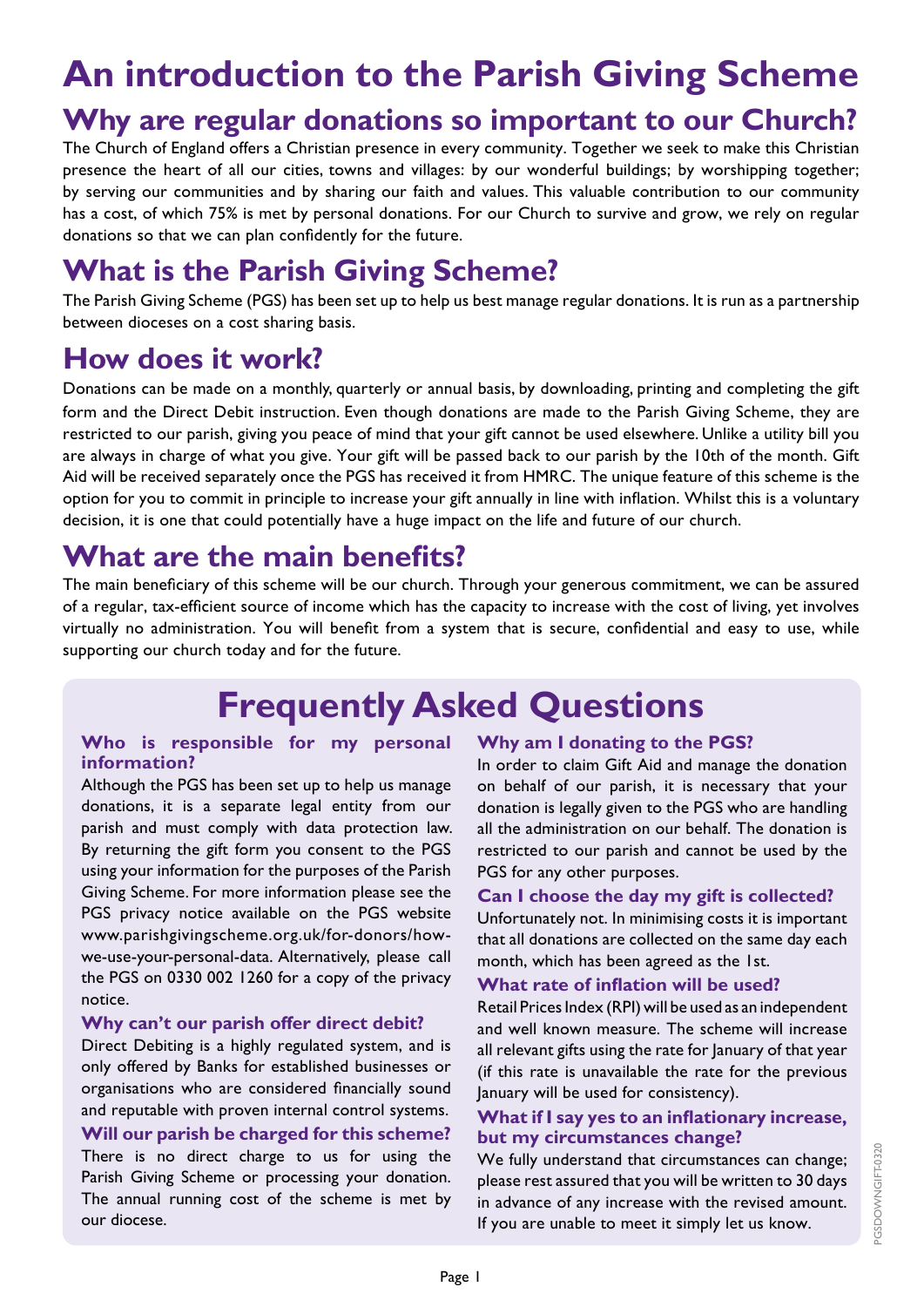# An introduction to the Parish Giving Scheme

## Why are regular donations so important to our Church?

The Church of England offers a Christian presence in every community. Together we seek to make this Christian presence the heart of all our cities, towns and villages: by our wonderful buildings; by worshipping together; by serving our communities and by sharing our faith and values. This valuable contribution to our community has a cost, of which 75% is met by personal donations. For our Church to survive and grow, we rely on regular donations so that we can plan confidently for the future.

## What is the Parish Giving Scheme?

The Parish Giving Scheme (PGS) has been set up to help us best manage regular donations. It is run as a partnership between dioceses on a cost sharing basis.

## How does it work?

Donations can be made on a monthly, quarterly or annual basis, by downloading, printing and completing the gift form and the Direct Debit instruction. Even though donations are made to the Parish Giving Scheme, they are restricted to our parish, giving you peace of mind that your gift cannot be used elsewhere. Unlike a utility bill you are always in charge of what you give. Your gift will be passed back to our parish by the 10th of the month. Gift Aid will be received separately once the PGS has received it from HMRC. The unique feature of this scheme is the option for you to commit in principle to increase your gift annually in line with inflation. Whilst this is a voluntary decision, it is one that could potentially have a huge impact on the life and future of our church.

## What are the main benefits?

The main beneficiary of this scheme will be our church. Through your generous commitment, we can be assured of a regular, tax-efficient source of income which has the capacity to increase with the cost of living, yet involves virtually no administration. You will benefit from a system that is secure, confidential and easy to use, while supporting our church today and for the future.

# Frequently Asked Questions

### Who is responsible for my personal information?

Although the PGS has been set up to help us manage donations, it is a separate legal entity from our parish and must comply with data protection law. By returning the gift form you consent to the PGS using your information for the purposes of the Parish Giving Scheme. For more information please see the PGS privacy notice available on the PGS website www.parishgivingscheme.org.uk/for-donors/how-we-use-your-personal-data. Alternatively, please call the PGS on 0330 002 1260 for a copy of the privacy notice.

### Why can't our parish offer direct debit?

Direct Debiting is a highly regulated system, and is only offered by Banks for established businesses or organisations who are considered financially sound and reputable with proven internal control systems.

### Will our parish be charged for this scheme?

There is no direct charge to us for using the Parish Giving Scheme or processing your donation. The annual running cost of the scheme is met by our diocese.

### Why am I donating to the PGS?

In order to claim Gift Aid and manage the donation on behalf of our parish, it is necessary that your donation is legally given to the PGS who are handling all the administration on our behalf. The donation is restricted to our parish and cannot be used by the PGS for any other purposes.

### Can I choose the day my gift is collected?

Unfortunately not. In minimising costs it is important that all donations are collected on the same day each month, which has been agreed as the 1st.

### What rate of inflation will be used?

Retail Prices Index (RPI) will be used as an independent and well known measure. The scheme will increase all relevant gifts using the rate for January of that year (if this rate is unavailable the rate for the previous January will be used for consistency).

### What if I say yes to an inflationary increase, but my circumstances change?

We fully understand that circumstances can change; please rest assured that you will be written to 30 days in advance of any increase with the revised amount. If you are unable to meet it simply let us know.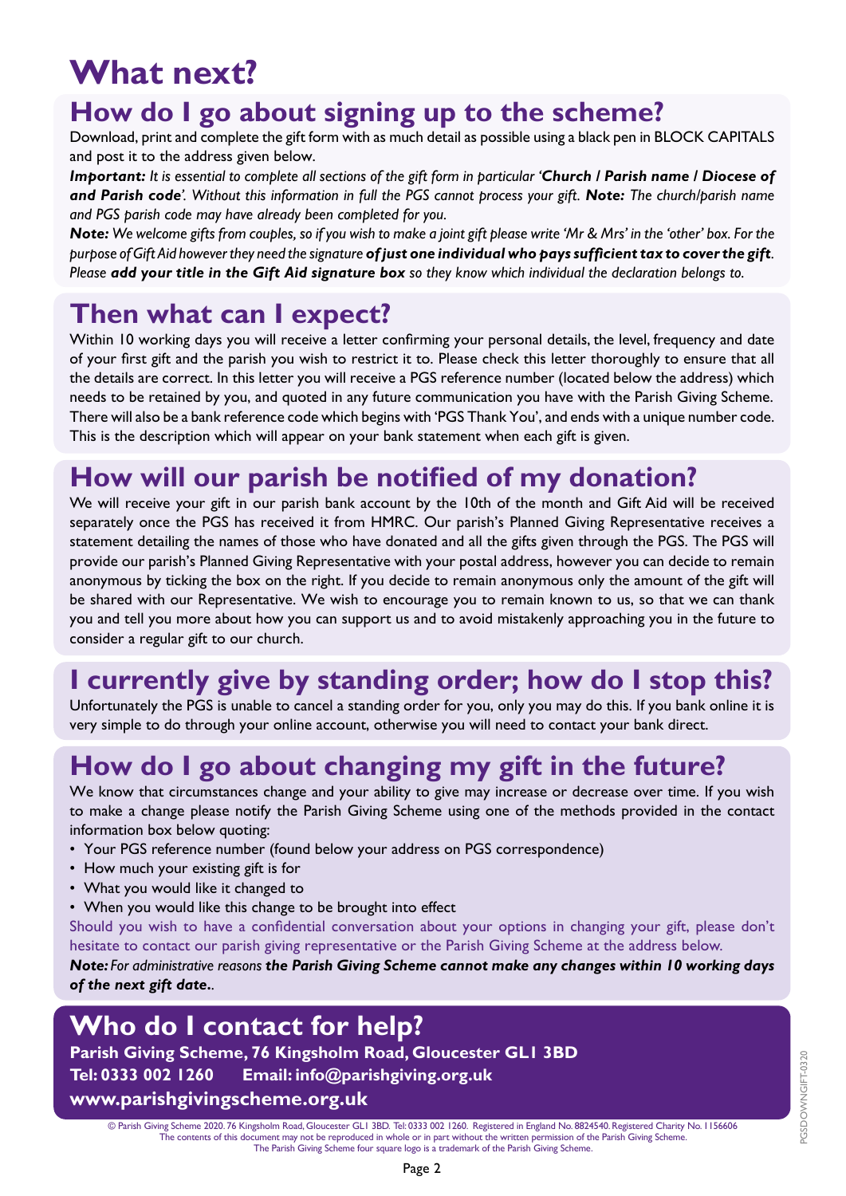# What next?

## How do I go about signing up to the scheme?

Download, print and complete the gift form with as much detail as possible using a black pen in BLOCK CAPITALS and post it to the address given below.

***Important:*** *It is essential to complete all sections of the gift form in particular* ***'Church / Parish name / Diocese of and Parish code'****. Without this information in full the PGS cannot process your gift.* ***Note:*** *The church/parish name and PGS parish code may have already been completed for you.*

***Note:*** *We welcome gifts from couples, so if you wish to make a joint gift please write 'Mr & Mrs' in the 'other' box. For the purpose of Gift Aid however they need the signature* ***of just one individual who pays sufficient tax to cover the gift****. Please* ***add your title in the Gift Aid signature box*** *so they know which individual the declaration belongs to.*

## Then what can I expect?

Within 10 working days you will receive a letter confirming your personal details, the level, frequency and date of your first gift and the parish you wish to restrict it to. Please check this letter thoroughly to ensure that all the details are correct. In this letter you will receive a PGS reference number (located below the address) which needs to be retained by you, and quoted in any future communication you have with the Parish Giving Scheme. There will also be a bank reference code which begins with 'PGS Thank You', and ends with a unique number code. This is the description which will appear on your bank statement when each gift is given.

## How will our parish be notified of my donation?

We will receive your gift in our parish bank account by the 10th of the month and Gift Aid will be received separately once the PGS has received it from HMRC. Our parish's Planned Giving Representative receives a statement detailing the names of those who have donated and all the gifts given through the PGS. The PGS will provide our parish's Planned Giving Representative with your postal address, however you can decide to remain anonymous by ticking the box on the right. If you decide to remain anonymous only the amount of the gift will be shared with our Representative. We wish to encourage you to remain known to us, so that we can thank you and tell you more about how you can support us and to avoid mistakenly approaching you in the future to consider a regular gift to our church.

## I currently give by standing order; how do I stop this?

Unfortunately the PGS is unable to cancel a standing order for you, only you may do this. If you bank online it is very simple to do through your online account, otherwise you will need to contact your bank direct.

## How do I go about changing my gift in the future?

We know that circumstances change and your ability to give may increase or decrease over time. If you wish to make a change please notify the Parish Giving Scheme using one of the methods provided in the contact information box below quoting:

- Your PGS reference number (found below your address on PGS correspondence)
- How much your existing gift is for
- What you would like it changed to
- When you would like this change to be brought into effect

Should you wish to have a confidential conversation about your options in changing your gift, please don't hesitate to contact our parish giving representative or the Parish Giving Scheme at the address below.

***Note:*** *For administrative reasons* ***the Parish Giving Scheme cannot make any changes within 10 working days of the next gift date.****.*

## Who do I contact for help?

**Parish Giving Scheme, 76 Kingsholm Road, Gloucester GL1 3BD**
**Tel: 0333 002 1260 Email: info@parishgiving.org.uk**
**www.parishgivingscheme.org.uk**

© Parish Giving Scheme 2020. 76 Kingsholm Road, Gloucester GL1 3BD. Tel: 0333 002 1260. Registered in England No. 8824540. Registered Charity No. 1156606
The contents of this document may not be reproduced in whole or in part without the written permission of the Parish Giving Scheme.
The Parish Giving Scheme four square logo is a trademark of the Parish Giving Scheme.

PGSDOWNGIFT-0320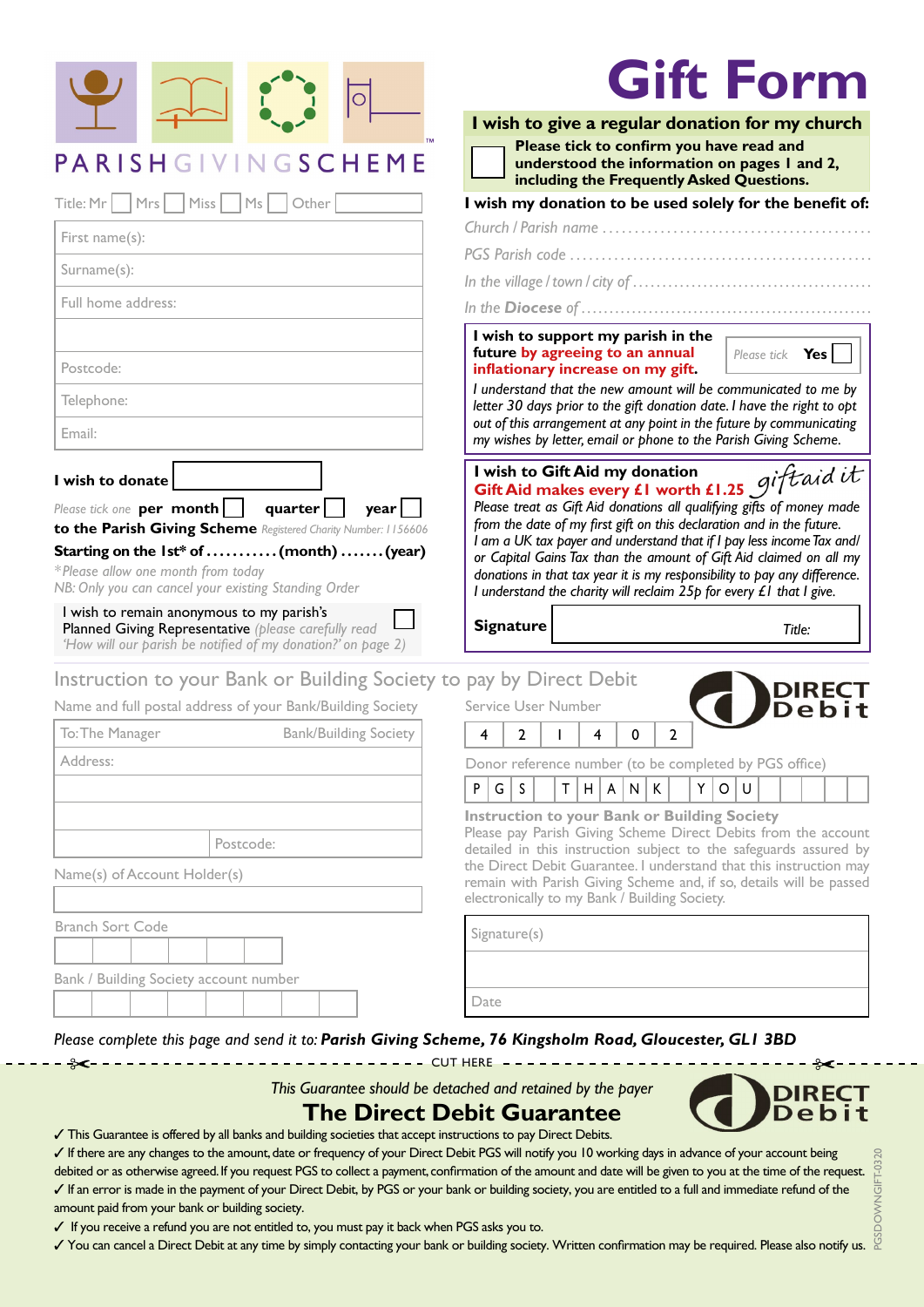PARISHGIVINGSCHEME™

# Gift Form

## I wish to give a regular donation for my church

☐ **Please tick to confirm you have read and understood the information on pages 1 and 2, including the Frequently Asked Questions.**

**I wish my donation to be used solely for the benefit of:**

*Church / Parish name* ..........................................

*PGS Parish code* ..........................................

*In the village / town / city of* ..........................................

*In the* ***Diocese*** *of* ..........................................

Title: Mr ☐ Mrs ☐ Miss ☐ Ms ☐ Other ____

First name(s):

Surname(s):

Full home address:

Postcode:

Telephone:

Email:

**I wish to donate** ____

*Please tick one* **per month** ☐ **quarter** ☐ **year** ☐

**to the Parish Giving Scheme** *Registered Charity Number: 1156606*

**Starting on the 1st* of ........... (month) ....... (year)**

*Please allow one month from today
*NB: Only you can cancel your existing Standing Order*

I wish to remain anonymous to my parish's Planned Giving Representative *(please carefully read 'How will our parish be notified of my donation?' on page 2)* ☐

**I wish to support my parish in the future by agreeing to an annual inflationary increase on my gift.**

*Please tick* **Yes** ☐

*I understand that the new amount will be communicated to me by letter 30 days prior to the gift donation date. I have the right to opt out of this arrangement at any point in the future by communicating my wishes by letter, email or phone to the Parish Giving Scheme.*

**I wish to Gift Aid my donation**

**Gift Aid makes every £1 worth £1.25** *giftaid it*

*Please treat as Gift Aid donations all qualifying gifts of money made from the date of my first gift on this declaration and in the future. I am a UK tax payer and understand that if I pay less income Tax and/ or Capital Gains Tax than the amount of Gift Aid claimed on all my donations in that tax year it is my responsibility to pay any difference. I understand the charity will reclaim 25p for every £1 that I give.*

**Signature** ____ *Title:* ____

## Instruction to your Bank or Building Society to pay by Direct Debit

DIRECT Debit

Name and full postal address of your Bank/Building Society

To: The Manager — Bank/Building Society

Address:

Postcode:

Name(s) of Account Holder(s)

Branch Sort Code

Bank / Building Society account number

Service User Number

| | | | | | |
|---|---|---|---|---|---|
| 4 | 2 | 1 | 4 | 0 | 2 |

Donor reference number (to be completed by PGS office)

| | | | | | | | | | | | | | | | | | |
|---|---|---|---|---|---|---|---|---|---|---|---|---|---|---|---|---|---|
| P | G | S | | T | H | A | N | K | | Y | O | U | | | | | |

**Instruction to your Bank or Building Society**

Please pay Parish Giving Scheme Direct Debits from the account detailed in this instruction subject to the safeguards assured by the Direct Debit Guarantee. I understand that this instruction may remain with Parish Giving Scheme and, if so, details will be passed electronically to my Bank / Building Society.

Signature(s)

Date

*Please complete this page and send it to:* ***Parish Giving Scheme, 76 Kingsholm Road, Gloucester, GL1 3BD***

CUT HERE

*This Guarantee should be detached and retained by the payer*

## The Direct Debit Guarantee

DIRECT Debit

- ✓ This Guarantee is offered by all banks and building societies that accept instructions to pay Direct Debits.
- ✓ If there are any changes to the amount, date or frequency of your Direct Debit PGS will notify you 10 working days in advance of your account being debited or as otherwise agreed. If you request PGS to collect a payment, confirmation of the amount and date will be given to you at the time of the request.
- ✓ If an error is made in the payment of your Direct Debit, by PGS or your bank or building society, you are entitled to a full and immediate refund of the amount paid from your bank or building society.
- ✓ If you receive a refund you are not entitled to, you must pay it back when PGS asks you to.
- ✓ You can cancel a Direct Debit at any time by simply contacting your bank or building society. Written confirmation may be required. Please also notify us.

PGSDOWNGIFT-0320